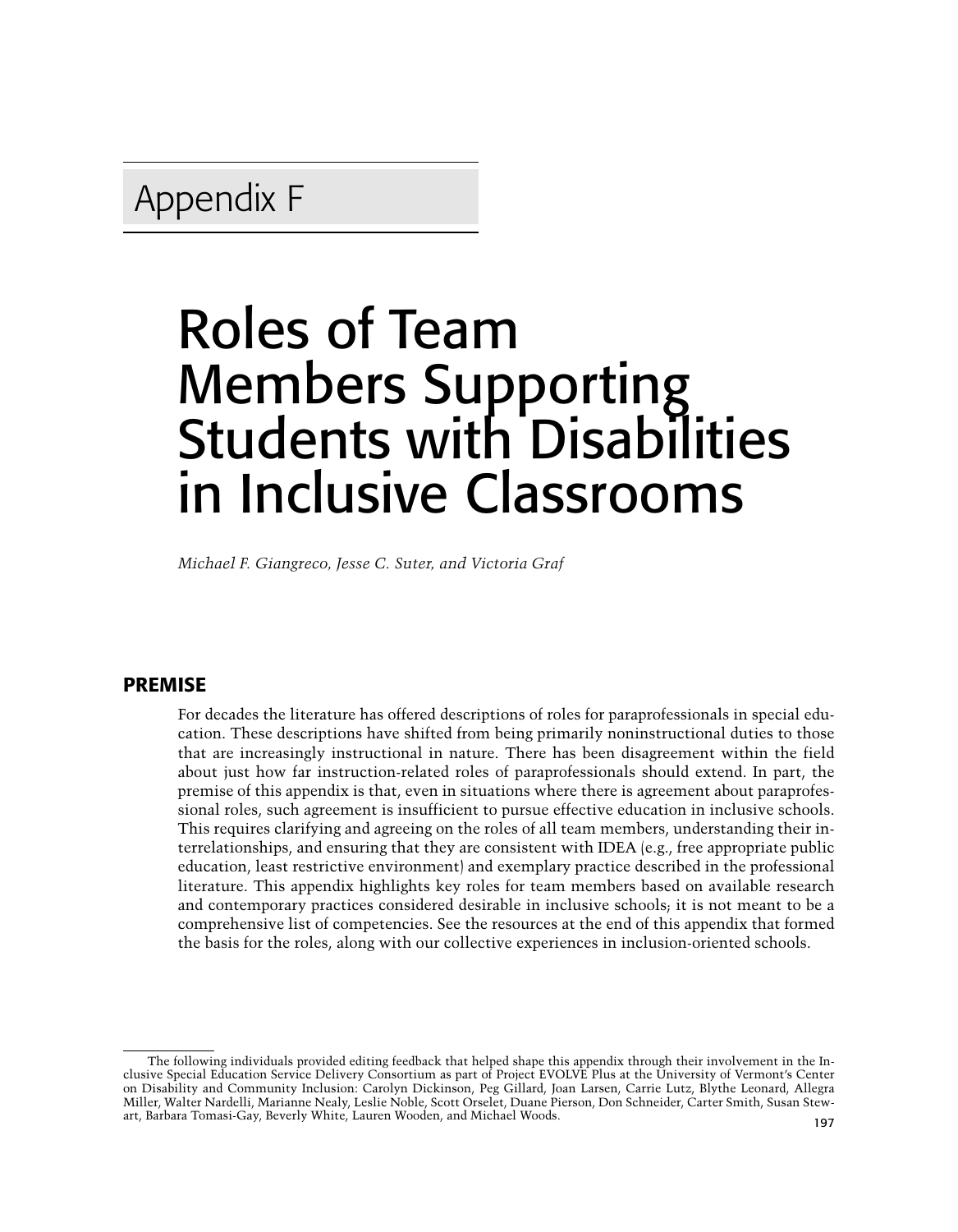# Appendix F

# Roles of Team Members Supporting Students with Disabilities in Inclusive Classrooms

*Michael F. Giangreco, Jesse C. Suter, and Victoria Graf*

## PREMISE

For decades the literature has offered descriptions of roles for paraprofessionals in special education. These descriptions have shifted from being primarily noninstructional duties to those that are increasingly instructional in nature. There has been disagreement within the field about just how far instruction-related roles of paraprofessionals should extend. In part, the premise of this appendix is that, even in situations where there is agreement about paraprofessional roles, such agreement is insufficient to pursue effective education in inclusive schools. This requires clarifying and agreeing on the roles of all team members, understanding their interrelationships, and ensuring that they are consistent with IDEA (e.g., free appropriate public education, least restrictive environment) and exemplary practice described in the professional literature. This appendix highlights key roles for team members based on available research and contemporary practices considered desirable in inclusive schools; it is not meant to be a comprehensive list of competencies. See the resources at the end of this appendix that formed the basis for the roles, along with our collective experiences in inclusion-oriented schools.

---

The following individuals provided editing feedback that helped shape this appendix through their involvement in the Inclusive Special Education Service Delivery Consortium as part of Project EVOLVE Plus at the University of Vermont's Center on Disability and Community Inclusion: Carolyn Dickinson, Peg Gillard, Joan Larsen, Carrie Lutz, Blythe Leonard, Allegra Miller, Walter Nardelli, Marianne Nealy, Leslie Noble, Scott Orselet, Duane Pierson, Don Schneider, Carter Smith, Susan Stewart, Barbara Tomasi-Gay, Beverly White, Lauren Wooden, and Michael Woods.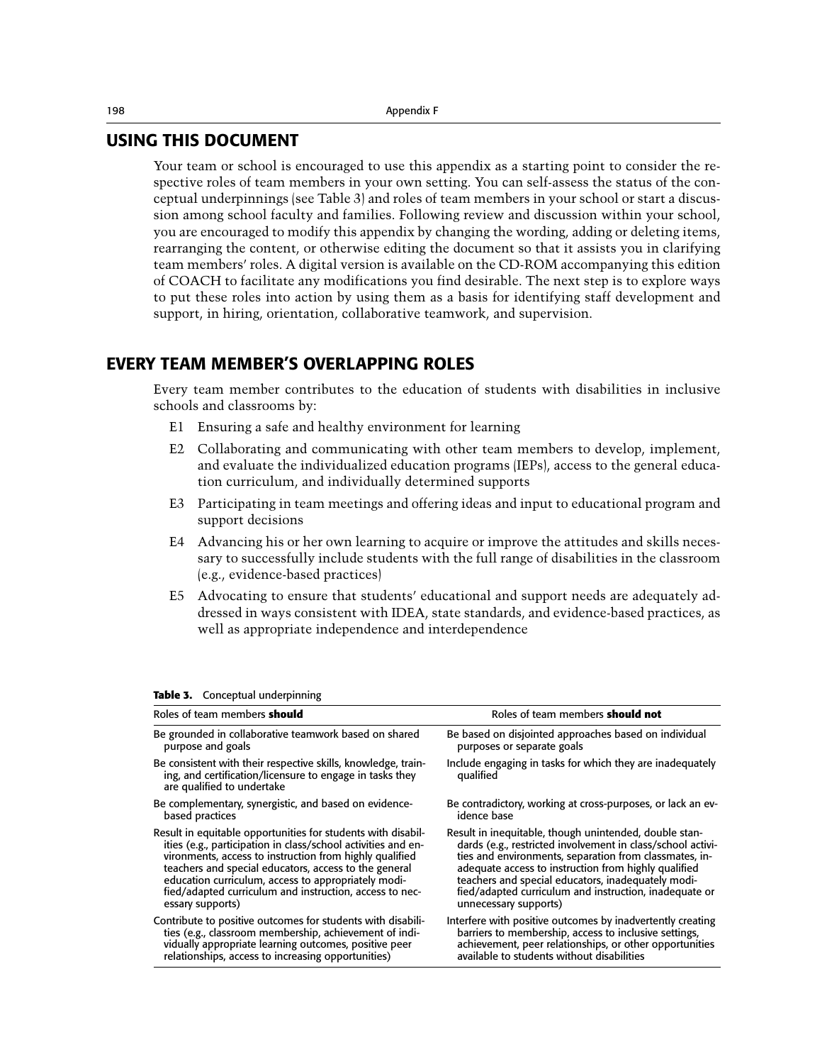## USING THIS DOCUMENT

Your team or school is encouraged to use this appendix as a starting point to consider the respective roles of team members in your own setting. You can self-assess the status of the conceptual underpinnings (see Table 3) and roles of team members in your school or start a discussion among school faculty and families. Following review and discussion within your school, you are encouraged to modify this appendix by changing the wording, adding or deleting items, rearranging the content, or otherwise editing the document so that it assists you in clarifying team members' roles. A digital version is available on the CD-ROM accompanying this edition of COACH to facilitate any modifications you find desirable. The next step is to explore ways to put these roles into action by using them as a basis for identifying staff development and support, in hiring, orientation, collaborative teamwork, and supervision.

## EVERY TEAM MEMBER'S OVERLAPPING ROLES

Every team member contributes to the education of students with disabilities in inclusive schools and classrooms by:

- E1 Ensuring a safe and healthy environment for learning
- E2 Collaborating and communicating with other team members to develop, implement, and evaluate the individualized education programs (IEPs), access to the general education curriculum, and individually determined supports
- E3 Participating in team meetings and offering ideas and input to educational program and support decisions
- E4 Advancing his or her own learning to acquire or improve the attitudes and skills necessary to successfully include students with the full range of disabilities in the classroom (e.g., evidence-based practices)
- E5 Advocating to ensure that students' educational and support needs are adequately addressed in ways consistent with IDEA, state standards, and evidence-based practices, as well as appropriate independence and interdependence

**Table 3.** Conceptual underpinning

| Roles of team members **should** | Roles of team members **should not** |
|---|---|
| Be grounded in collaborative teamwork based on shared purpose and goals | Be based on disjointed approaches based on individual purposes or separate goals |
| Be consistent with their respective skills, knowledge, training, and certification/licensure to engage in tasks they are qualified to undertake | Include engaging in tasks for which they are inadequately qualified |
| Be complementary, synergistic, and based on evidence-based practices | Be contradictory, working at cross-purposes, or lack an evidence base |
| Result in equitable opportunities for students with disabilities (e.g., participation in class/school activities and environments, access to instruction from highly qualified teachers and special educators, access to the general education curriculum, access to appropriately modified/adapted curriculum and instruction, access to necessary supports) | Result in inequitable, though unintended, double standards (e.g., restricted involvement in class/school activities and environments, separation from classmates, inadequate access to instruction from highly qualified teachers and special educators, inadequately modified/adapted curriculum and instruction, inadequate or unnecessary supports) |
| Contribute to positive outcomes for students with disabilities (e.g., classroom membership, achievement of individually appropriate learning outcomes, positive peer relationships, access to increasing opportunities) | Interfere with positive outcomes by inadvertently creating barriers to membership, access to inclusive settings, achievement, peer relationships, or other opportunities available to students without disabilities |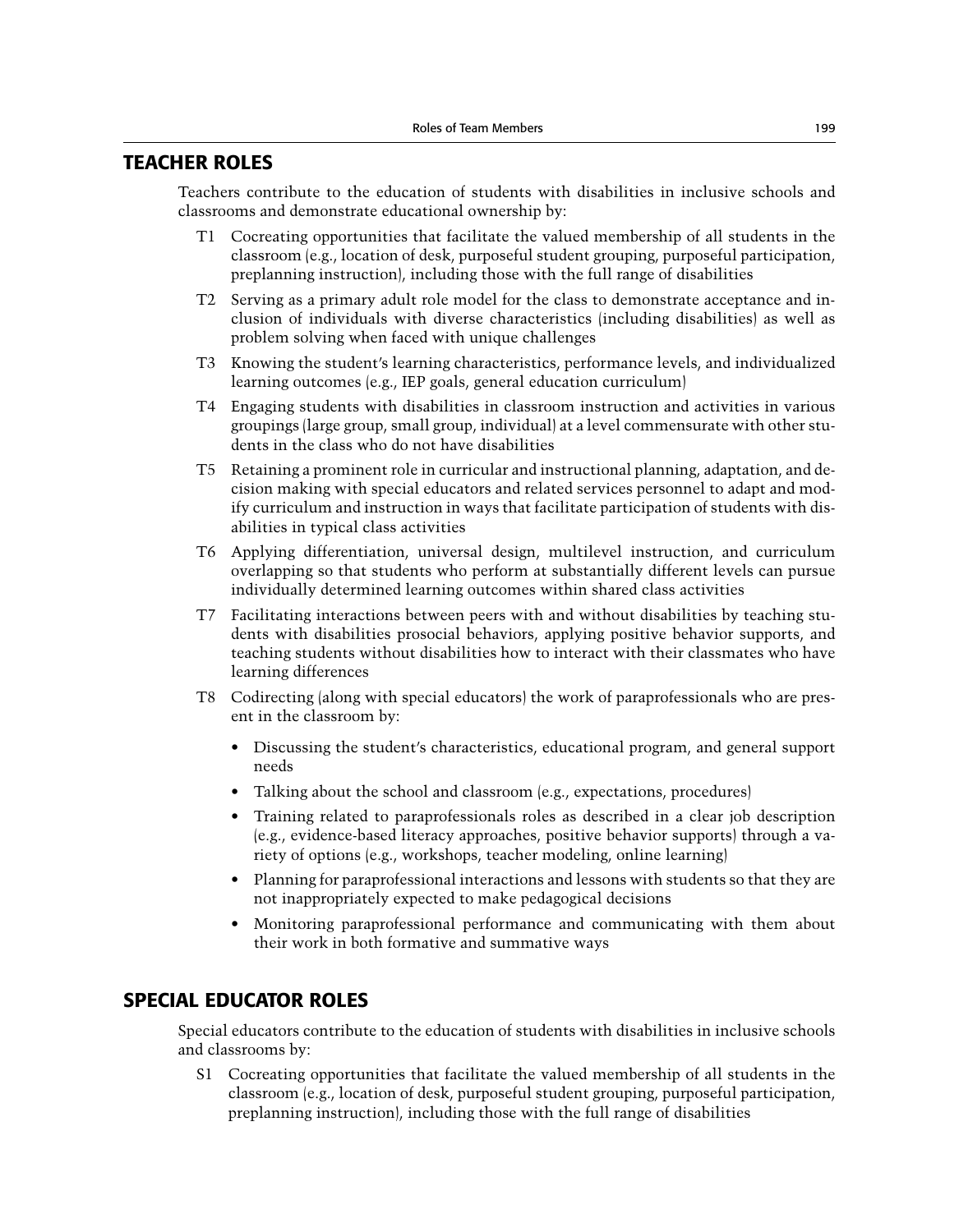## TEACHER ROLES

Teachers contribute to the education of students with disabilities in inclusive schools and classrooms and demonstrate educational ownership by:

- T1 Cocreating opportunities that facilitate the valued membership of all students in the classroom (e.g., location of desk, purposeful student grouping, purposeful participation, preplanning instruction), including those with the full range of disabilities
- T2 Serving as a primary adult role model for the class to demonstrate acceptance and inclusion of individuals with diverse characteristics (including disabilities) as well as problem solving when faced with unique challenges
- T3 Knowing the student's learning characteristics, performance levels, and individualized learning outcomes (e.g., IEP goals, general education curriculum)
- T4 Engaging students with disabilities in classroom instruction and activities in various groupings (large group, small group, individual) at a level commensurate with other students in the class who do not have disabilities
- T5 Retaining a prominent role in curricular and instructional planning, adaptation, and decision making with special educators and related services personnel to adapt and modify curriculum and instruction in ways that facilitate participation of students with disabilities in typical class activities
- T6 Applying differentiation, universal design, multilevel instruction, and curriculum overlapping so that students who perform at substantially different levels can pursue individually determined learning outcomes within shared class activities
- T7 Facilitating interactions between peers with and without disabilities by teaching students with disabilities prosocial behaviors, applying positive behavior supports, and teaching students without disabilities how to interact with their classmates who have learning differences
- T8 Codirecting (along with special educators) the work of paraprofessionals who are present in the classroom by:
  - Discussing the student's characteristics, educational program, and general support needs
  - Talking about the school and classroom (e.g., expectations, procedures)
  - Training related to paraprofessionals roles as described in a clear job description (e.g., evidence-based literacy approaches, positive behavior supports) through a variety of options (e.g., workshops, teacher modeling, online learning)
  - Planning for paraprofessional interactions and lessons with students so that they are not inappropriately expected to make pedagogical decisions
  - Monitoring paraprofessional performance and communicating with them about their work in both formative and summative ways

## SPECIAL EDUCATOR ROLES

Special educators contribute to the education of students with disabilities in inclusive schools and classrooms by:

- S1 Cocreating opportunities that facilitate the valued membership of all students in the classroom (e.g., location of desk, purposeful student grouping, purposeful participation, preplanning instruction), including those with the full range of disabilities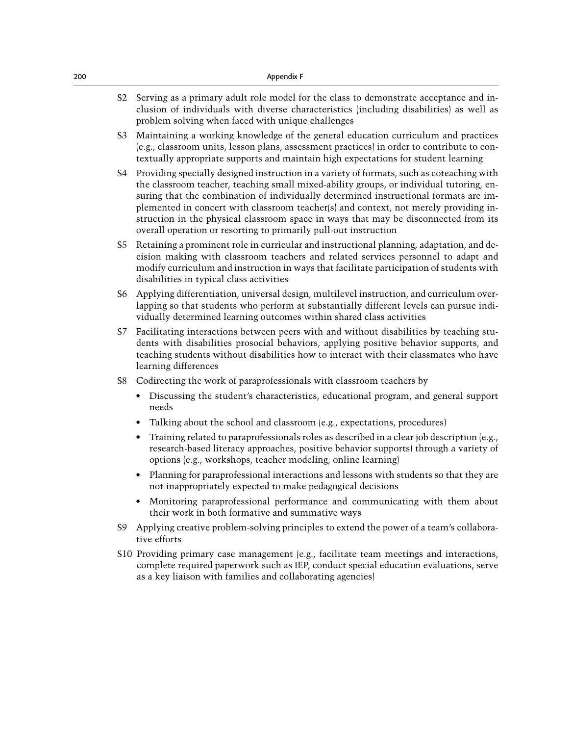S2 Serving as a primary adult role model for the class to demonstrate acceptance and inclusion of individuals with diverse characteristics (including disabilities) as well as problem solving when faced with unique challenges

S3 Maintaining a working knowledge of the general education curriculum and practices (e.g., classroom units, lesson plans, assessment practices) in order to contribute to contextually appropriate supports and maintain high expectations for student learning

S4 Providing specially designed instruction in a variety of formats, such as coteaching with the classroom teacher, teaching small mixed-ability groups, or individual tutoring, ensuring that the combination of individually determined instructional formats are implemented in concert with classroom teacher(s) and context, not merely providing instruction in the physical classroom space in ways that may be disconnected from its overall operation or resorting to primarily pull-out instruction

S5 Retaining a prominent role in curricular and instructional planning, adaptation, and decision making with classroom teachers and related services personnel to adapt and modify curriculum and instruction in ways that facilitate participation of students with disabilities in typical class activities

S6 Applying differentiation, universal design, multilevel instruction, and curriculum overlapping so that students who perform at substantially different levels can pursue individually determined learning outcomes within shared class activities

S7 Facilitating interactions between peers with and without disabilities by teaching students with disabilities prosocial behaviors, applying positive behavior supports, and teaching students without disabilities how to interact with their classmates who have learning differences

S8 Codirecting the work of paraprofessionals with classroom teachers by

- Discussing the student's characteristics, educational program, and general support needs
- Talking about the school and classroom (e.g., expectations, procedures)
- Training related to paraprofessionals roles as described in a clear job description (e.g., research-based literacy approaches, positive behavior supports) through a variety of options (e.g., workshops, teacher modeling, online learning)
- Planning for paraprofessional interactions and lessons with students so that they are not inappropriately expected to make pedagogical decisions
- Monitoring paraprofessional performance and communicating with them about their work in both formative and summative ways

S9 Applying creative problem-solving principles to extend the power of a team's collaborative efforts

S10 Providing primary case management (e.g., facilitate team meetings and interactions, complete required paperwork such as IEP, conduct special education evaluations, serve as a key liaison with families and collaborating agencies)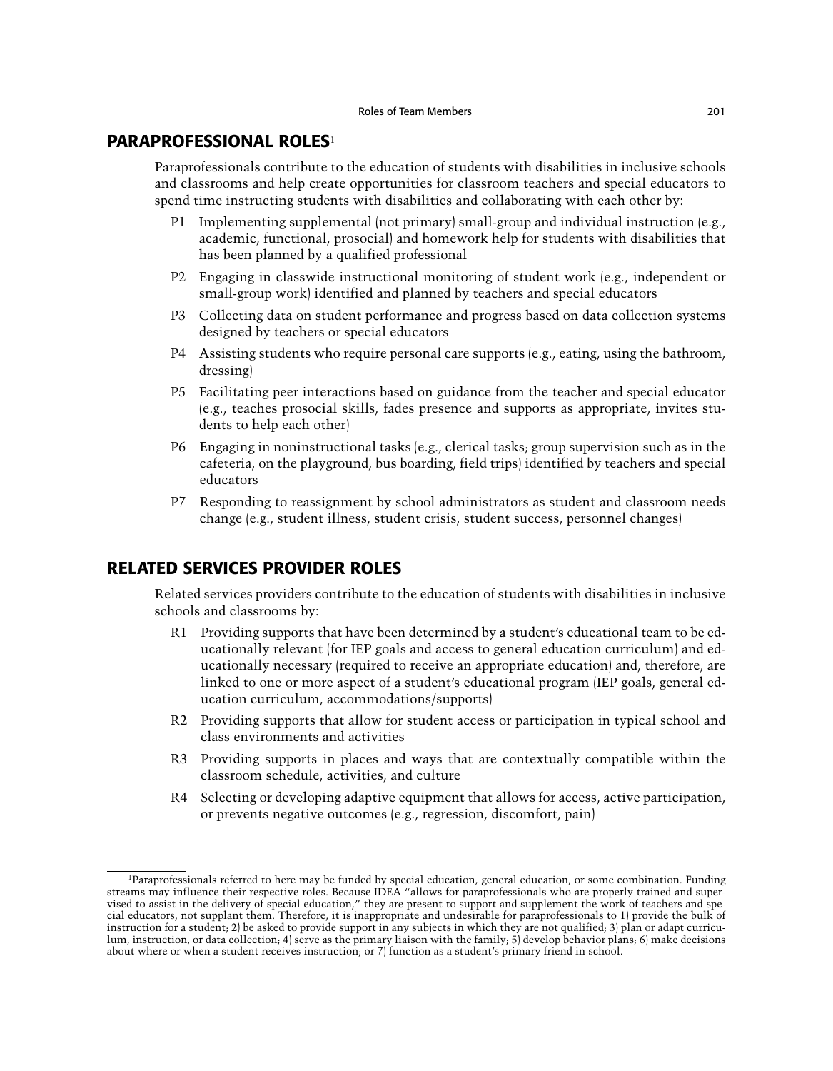## PARAPROFESSIONAL ROLES[1]

Paraprofessionals contribute to the education of students with disabilities in inclusive schools and classrooms and help create opportunities for classroom teachers and special educators to spend time instructing students with disabilities and collaborating with each other by:

- P1 Implementing supplemental (not primary) small-group and individual instruction (e.g., academic, functional, prosocial) and homework help for students with disabilities that has been planned by a qualified professional
- P2 Engaging in classwide instructional monitoring of student work (e.g., independent or small-group work) identified and planned by teachers and special educators
- P3 Collecting data on student performance and progress based on data collection systems designed by teachers or special educators
- P4 Assisting students who require personal care supports (e.g., eating, using the bathroom, dressing)
- P5 Facilitating peer interactions based on guidance from the teacher and special educator (e.g., teaches prosocial skills, fades presence and supports as appropriate, invites students to help each other)
- P6 Engaging in noninstructional tasks (e.g., clerical tasks; group supervision such as in the cafeteria, on the playground, bus boarding, field trips) identified by teachers and special educators
- P7 Responding to reassignment by school administrators as student and classroom needs change (e.g., student illness, student crisis, student success, personnel changes)

## RELATED SERVICES PROVIDER ROLES

Related services providers contribute to the education of students with disabilities in inclusive schools and classrooms by:

- R1 Providing supports that have been determined by a student's educational team to be educationally relevant (for IEP goals and access to general education curriculum) and educationally necessary (required to receive an appropriate education) and, therefore, are linked to one or more aspect of a student's educational program (IEP goals, general education curriculum, accommodations/supports)
- R2 Providing supports that allow for student access or participation in typical school and class environments and activities
- R3 Providing supports in places and ways that are contextually compatible within the classroom schedule, activities, and culture
- R4 Selecting or developing adaptive equipment that allows for access, active participation, or prevents negative outcomes (e.g., regression, discomfort, pain)

---

[1]Paraprofessionals referred to here may be funded by special education, general education, or some combination. Funding streams may influence their respective roles. Because IDEA "allows for paraprofessionals who are properly trained and supervised to assist in the delivery of special education," they are present to support and supplement the work of teachers and special educators, not supplant them. Therefore, it is inappropriate and undesirable for paraprofessionals to 1) provide the bulk of instruction for a student; 2) be asked to provide support in any subjects in which they are not qualified; 3) plan or adapt curriculum, instruction, or data collection; 4) serve as the primary liaison with the family; 5) develop behavior plans; 6) make decisions about where or when a student receives instruction; or 7) function as a student's primary friend in school.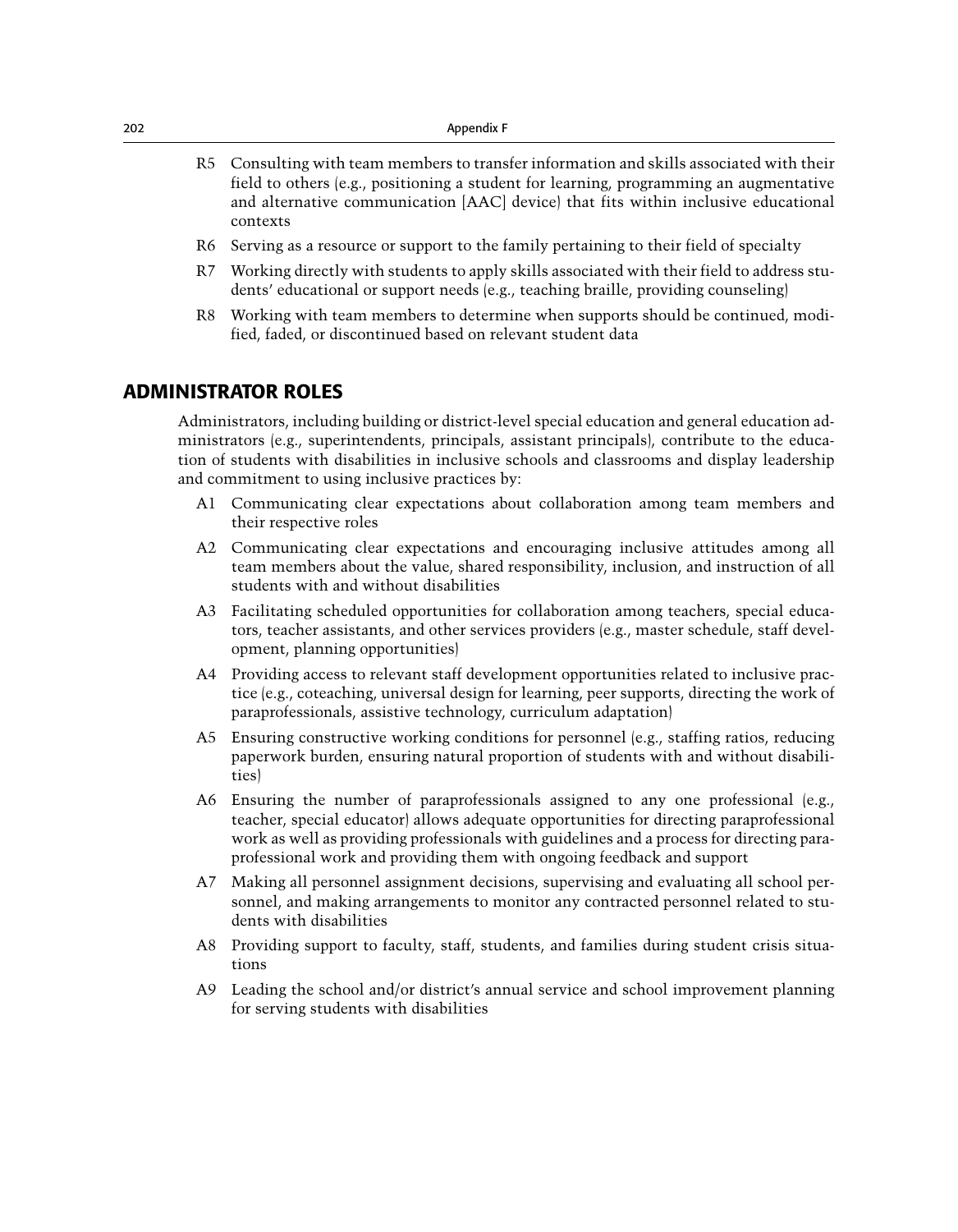R5 Consulting with team members to transfer information and skills associated with their field to others (e.g., positioning a student for learning, programming an augmentative and alternative communication [AAC] device) that fits within inclusive educational contexts

R6 Serving as a resource or support to the family pertaining to their field of specialty

R7 Working directly with students to apply skills associated with their field to address students' educational or support needs (e.g., teaching braille, providing counseling)

R8 Working with team members to determine when supports should be continued, modified, faded, or discontinued based on relevant student data

## ADMINISTRATOR ROLES

Administrators, including building or district-level special education and general education administrators (e.g., superintendents, principals, assistant principals), contribute to the education of students with disabilities in inclusive schools and classrooms and display leadership and commitment to using inclusive practices by:

A1 Communicating clear expectations about collaboration among team members and their respective roles

A2 Communicating clear expectations and encouraging inclusive attitudes among all team members about the value, shared responsibility, inclusion, and instruction of all students with and without disabilities

A3 Facilitating scheduled opportunities for collaboration among teachers, special educators, teacher assistants, and other services providers (e.g., master schedule, staff development, planning opportunities)

A4 Providing access to relevant staff development opportunities related to inclusive practice (e.g., coteaching, universal design for learning, peer supports, directing the work of paraprofessionals, assistive technology, curriculum adaptation)

A5 Ensuring constructive working conditions for personnel (e.g., staffing ratios, reducing paperwork burden, ensuring natural proportion of students with and without disabilities)

A6 Ensuring the number of paraprofessionals assigned to any one professional (e.g., teacher, special educator) allows adequate opportunities for directing paraprofessional work as well as providing professionals with guidelines and a process for directing paraprofessional work and providing them with ongoing feedback and support

A7 Making all personnel assignment decisions, supervising and evaluating all school personnel, and making arrangements to monitor any contracted personnel related to students with disabilities

A8 Providing support to faculty, staff, students, and families during student crisis situations

A9 Leading the school and/or district's annual service and school improvement planning for serving students with disabilities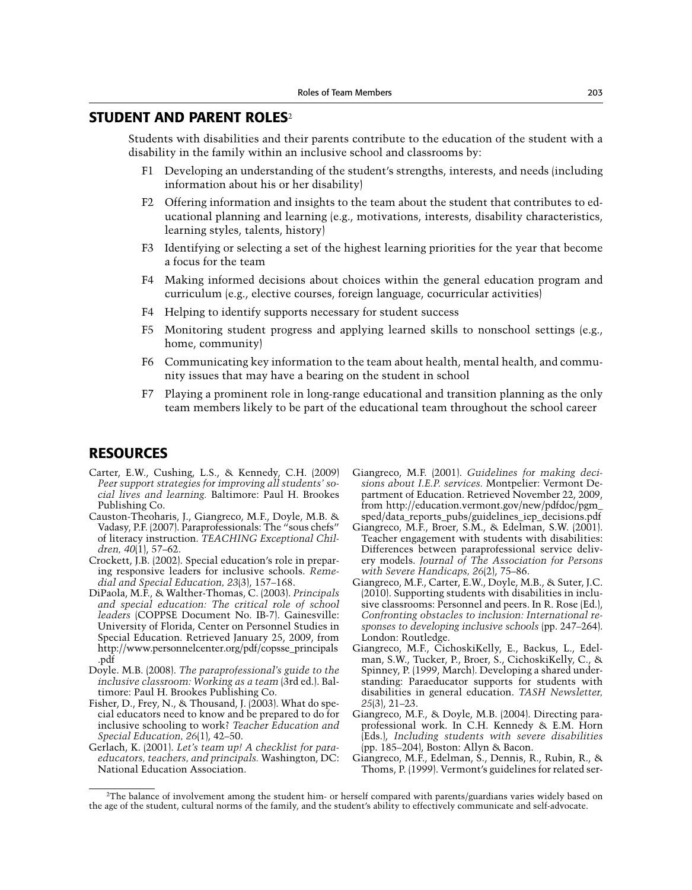## STUDENT AND PARENT ROLES[2]

Students with disabilities and their parents contribute to the education of the student with a disability in the family within an inclusive school and classrooms by:

- F1 Developing an understanding of the student's strengths, interests, and needs (including information about his or her disability)
- F2 Offering information and insights to the team about the student that contributes to educational planning and learning (e.g., motivations, interests, disability characteristics, learning styles, talents, history)
- F3 Identifying or selecting a set of the highest learning priorities for the year that become a focus for the team
- F4 Making informed decisions about choices within the general education program and curriculum (e.g., elective courses, foreign language, cocurricular activities)
- F4 Helping to identify supports necessary for student success
- F5 Monitoring student progress and applying learned skills to nonschool settings (e.g., home, community)
- F6 Communicating key information to the team about health, mental health, and community issues that may have a bearing on the student in school
- F7 Playing a prominent role in long-range educational and transition planning as the only team members likely to be part of the educational team throughout the school career

## RESOURCES

Carter, E.W., Cushing, L.S., & Kennedy, C.H. (2009) *Peer support strategies for improving all students' social lives and learning.* Baltimore: Paul H. Brookes Publishing Co.

Causton-Theoharis, J., Giangreco, M.F., Doyle, M.B. & Vadasy, P.F. (2007). Paraprofessionals: The "sous chefs" of literacy instruction. *TEACHING Exceptional Children, 40*(1), 57–62.

Crockett, J.B. (2002). Special education's role in preparing responsive leaders for inclusive schools. *Remedial and Special Education, 23*(3), 157–168.

DiPaola, M.F., & Walther-Thomas, C. (2003). *Principals and special education: The critical role of school leaders* (COPPSE Document No. IB-7). Gainesville: University of Florida, Center on Personnel Studies in Special Education. Retrieved January 25, 2009, from http://www.personnelcenter.org/pdf/copsse_principals.pdf

Doyle. M.B. (2008). *The paraprofessional's guide to the inclusive classroom: Working as a team* (3rd ed.). Baltimore: Paul H. Brookes Publishing Co.

Fisher, D., Frey, N., & Thousand, J. (2003). What do special educators need to know and be prepared to do for inclusive schooling to work? *Teacher Education and Special Education, 26*(1), 42–50.

Gerlach, K. (2001). *Let's team up! A checklist for paraeducators, teachers, and principals.* Washington, DC: National Education Association.

Giangreco, M.F. (2001). *Guidelines for making decisions about I.E.P. services.* Montpelier: Vermont Department of Education. Retrieved November 22, 2009, from http://education.vermont.gov/new/pdfdoc/pgm_sped/data_reports_pubs/guidelines_iep_decisions.pdf

Giangreco, M.F., Broer, S.M., & Edelman, S.W. (2001). Teacher engagement with students with disabilities: Differences between paraprofessional service delivery models. *Journal of The Association for Persons with Severe Handicaps, 26*(2), 75–86.

Giangreco, M.F., Carter, E.W., Doyle, M.B., & Suter, J.C. (2010). Supporting students with disabilities in inclusive classrooms: Personnel and peers. In R. Rose (Ed.), *Confronting obstacles to inclusion: International responses to developing inclusive schools* (pp. 247–264). London: Routledge.

Giangreco, M.F., CichoskiKelly, E., Backus, L., Edelman, S.W., Tucker, P., Broer, S., CichoskiKelly, C., & Spinney, P. (1999, March). Developing a shared understanding: Paraeducator supports for students with disabilities in general education. *TASH Newsletter, 25*(3), 21–23.

Giangreco, M.F., & Doyle, M.B. (2004). Directing paraprofessional work. In C.H. Kennedy & E.M. Horn (Eds.), *Including students with severe disabilities* (pp. 185–204), Boston: Allyn & Bacon.

Giangreco, M.F., Edelman, S., Dennis, R., Rubin, R., & Thoms, P. (1999). Vermont's guidelines for related ser-

[2] The balance of involvement among the student him- or herself compared with parents/guardians varies widely based on the age of the student, cultural norms of the family, and the student's ability to effectively communicate and self-advocate.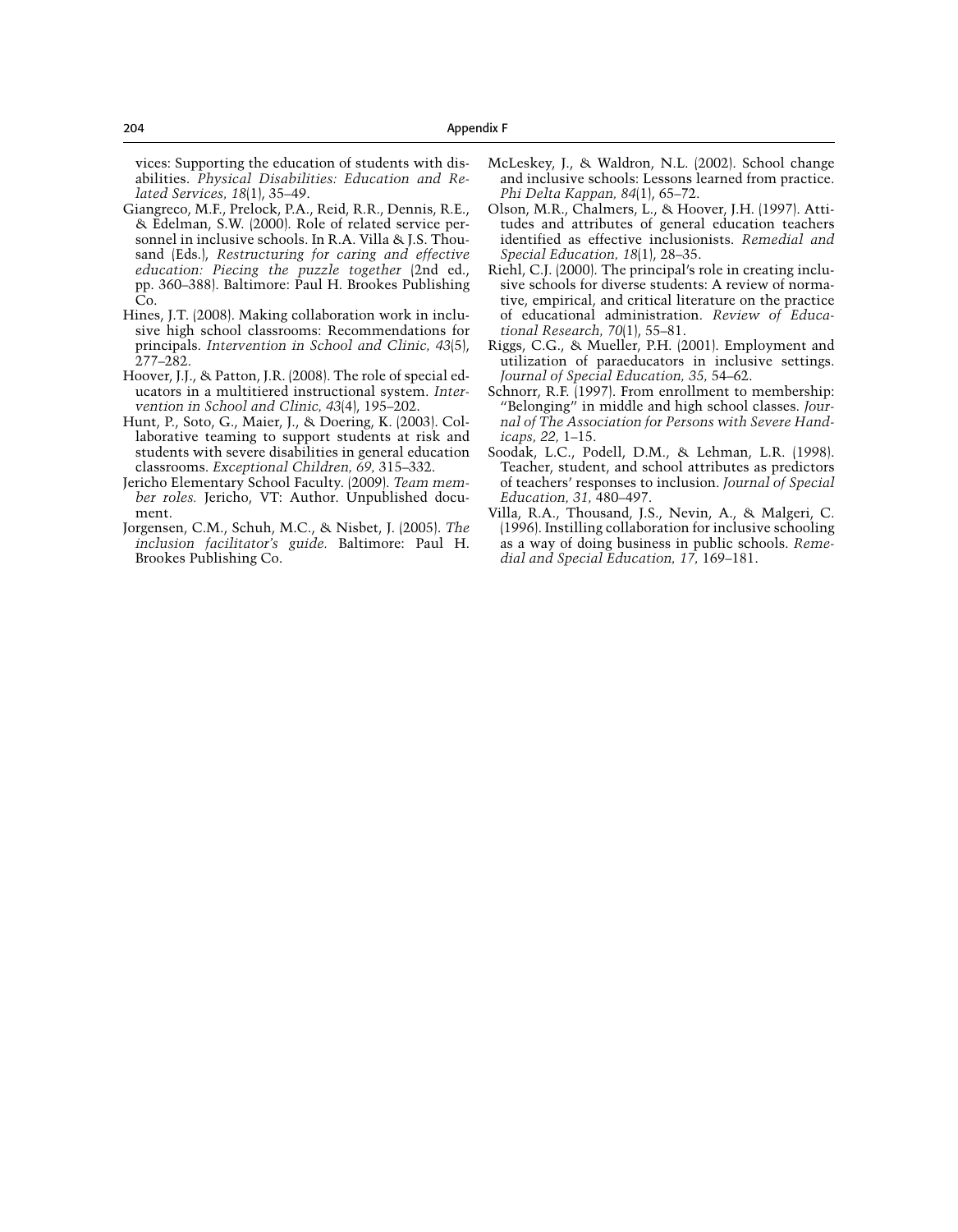vices: Supporting the education of students with disabilities. *Physical Disabilities: Education and Related Services, 18*(1), 35–49.

Giangreco, M.F., Prelock, P.A., Reid, R.R., Dennis, R.E., & Edelman, S.W. (2000). Role of related service personnel in inclusive schools. In R.A. Villa & J.S. Thousand (Eds.), *Restructuring for caring and effective education: Piecing the puzzle together* (2nd ed., pp. 360–388). Baltimore: Paul H. Brookes Publishing Co.

Hines, J.T. (2008). Making collaboration work in inclusive high school classrooms: Recommendations for principals. *Intervention in School and Clinic, 43*(5), 277–282.

Hoover, J.J., & Patton, J.R. (2008). The role of special educators in a multitiered instructional system. *Intervention in School and Clinic, 43*(4), 195–202.

Hunt, P., Soto, G., Maier, J., & Doering, K. (2003). Collaborative teaming to support students at risk and students with severe disabilities in general education classrooms. *Exceptional Children, 69,* 315–332.

Jericho Elementary School Faculty. (2009). *Team member roles.* Jericho, VT: Author. Unpublished document.

Jorgensen, C.M., Schuh, M.C., & Nisbet, J. (2005). *The inclusion facilitator's guide.* Baltimore: Paul H. Brookes Publishing Co.

McLeskey, J., & Waldron, N.L. (2002). School change and inclusive schools: Lessons learned from practice. *Phi Delta Kappan, 84*(1), 65–72.

Olson, M.R., Chalmers, L., & Hoover, J.H. (1997). Attitudes and attributes of general education teachers identified as effective inclusionists. *Remedial and Special Education, 18*(1), 28–35.

Riehl, C.J. (2000). The principal's role in creating inclusive schools for diverse students: A review of normative, empirical, and critical literature on the practice of educational administration. *Review of Educational Research, 70*(1), 55–81.

Riggs, C.G., & Mueller, P.H. (2001). Employment and utilization of paraeducators in inclusive settings. *Journal of Special Education, 35,* 54–62.

Schnorr, R.F. (1997). From enrollment to membership: "Belonging" in middle and high school classes. *Journal of The Association for Persons with Severe Handicaps, 22,* 1–15.

Soodak, L.C., Podell, D.M., & Lehman, L.R. (1998). Teacher, student, and school attributes as predictors of teachers' responses to inclusion. *Journal of Special Education, 31,* 480–497.

Villa, R.A., Thousand, J.S., Nevin, A., & Malgeri, C. (1996). Instilling collaboration for inclusive schooling as a way of doing business in public schools. *Remedial and Special Education, 17,* 169–181.